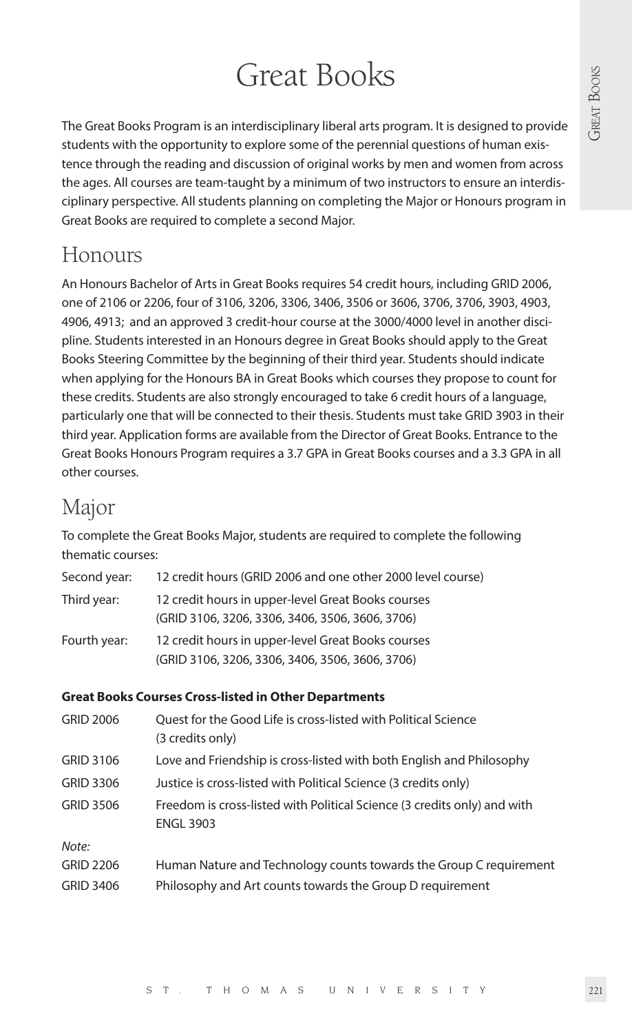# Great Books

The Great Books Program is an interdisciplinary liberal arts program. It is designed to provide students with the opportunity to explore some of the perennial questions of human existence through the reading and discussion of original works by men and women from across the ages. All courses are team-taught by a minimum of two instructors to ensure an interdisciplinary perspective. All students planning on completing the Major or Honours program in Great Books are required to complete a second Major.

## Honours

An Honours Bachelor of Arts in Great Books requires 54 credit hours, including GRID 2006, one of 2106 or 2206, four of 3106, 3206, 3306, 3406, 3506 or 3606, 3706, 3706, 3903, 4903, 4906, 4913; and an approved 3 credit-hour course at the 3000/4000 level in another discipline. Students interested in an Honours degree in Great Books should apply to the Great Books Steering Committee by the beginning of their third year. Students should indicate when applying for the Honours BA in Great Books which courses they propose to count for these credits. Students are also strongly encouraged to take 6 credit hours of a language, particularly one that will be connected to their thesis. Students must take GRID 3903 in their third year. Application forms are available from the Director of Great Books. Entrance to the Great Books Honours Program requires a 3.7 GPA in Great Books courses and a 3.3 GPA in all other courses.

## Major

To complete the Great Books Major, students are required to complete the following thematic courses:

| | |
|---|---|
| Second year: | 12 credit hours (GRID 2006 and one other 2000 level course) |
| Third year: | 12 credit hours in upper-level Great Books courses (GRID 3106, 3206, 3306, 3406, 3506, 3606, 3706) |
| Fourth year: | 12 credit hours in upper-level Great Books courses (GRID 3106, 3206, 3306, 3406, 3506, 3606, 3706) |

**Great Books Courses Cross-listed in Other Departments**

| | |
|---|---|
| GRID 2006 | Quest for the Good Life is cross-listed with Political Science (3 credits only) |
| GRID 3106 | Love and Friendship is cross-listed with both English and Philosophy |
| GRID 3306 | Justice is cross-listed with Political Science (3 credits only) |
| GRID 3506 | Freedom is cross-listed with Political Science (3 credits only) and with ENGL 3903 |

*Note:*

| | |
|---|---|
| GRID 2206 | Human Nature and Technology counts towards the Group C requirement |
| GRID 3406 | Philosophy and Art counts towards the Group D requirement |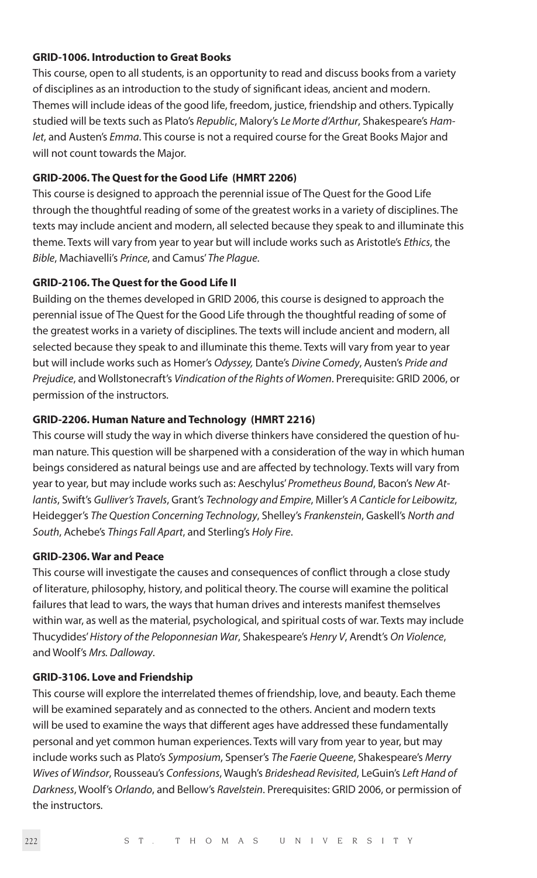**GRID-1006. Introduction to Great Books**

This course, open to all students, is an opportunity to read and discuss books from a variety of disciplines as an introduction to the study of significant ideas, ancient and modern. Themes will include ideas of the good life, freedom, justice, friendship and others. Typically studied will be texts such as Plato's *Republic*, Malory's *Le Morte d'Arthur*, Shakespeare's *Hamlet*, and Austen's *Emma*. This course is not a required course for the Great Books Major and will not count towards the Major.

**GRID-2006. The Quest for the Good Life (HMRT 2206)**

This course is designed to approach the perennial issue of The Quest for the Good Life through the thoughtful reading of some of the greatest works in a variety of disciplines. The texts may include ancient and modern, all selected because they speak to and illuminate this theme. Texts will vary from year to year but will include works such as Aristotle's *Ethics*, the *Bible*, Machiavelli's *Prince*, and Camus' *The Plague*.

**GRID-2106. The Quest for the Good Life II**

Building on the themes developed in GRID 2006, this course is designed to approach the perennial issue of The Quest for the Good Life through the thoughtful reading of some of the greatest works in a variety of disciplines. The texts will include ancient and modern, all selected because they speak to and illuminate this theme. Texts will vary from year to year but will include works such as Homer's *Odyssey,* Dante's *Divine Comedy*, Austen's *Pride and Prejudice*, and Wollstonecraft's *Vindication of the Rights of Women*. Prerequisite: GRID 2006, or permission of the instructors.

**GRID-2206. Human Nature and Technology (HMRT 2216)**

This course will study the way in which diverse thinkers have considered the question of human nature. This question will be sharpened with a consideration of the way in which human beings considered as natural beings use and are affected by technology. Texts will vary from year to year, but may include works such as: Aeschylus' *Prometheus Bound*, Bacon's *New Atlantis*, Swift's *Gulliver's Travels*, Grant's *Technology and Empire*, Miller's *A Canticle for Leibowitz*, Heidegger's *The Question Concerning Technology*, Shelley's *Frankenstein*, Gaskell's *North and South*, Achebe's *Things Fall Apart*, and Sterling's *Holy Fire*.

**GRID-2306. War and Peace**

This course will investigate the causes and consequences of conflict through a close study of literature, philosophy, history, and political theory. The course will examine the political failures that lead to wars, the ways that human drives and interests manifest themselves within war, as well as the material, psychological, and spiritual costs of war. Texts may include Thucydides' *History of the Peloponnesian War*, Shakespeare's *Henry V*, Arendt's *On Violence*, and Woolf's *Mrs. Dalloway*.

**GRID-3106. Love and Friendship**

This course will explore the interrelated themes of friendship, love, and beauty. Each theme will be examined separately and as connected to the others. Ancient and modern texts will be used to examine the ways that different ages have addressed these fundamentally personal and yet common human experiences. Texts will vary from year to year, but may include works such as Plato's *Symposium*, Spenser's *The Faerie Queene*, Shakespeare's *Merry Wives of Windsor*, Rousseau's *Confessions*, Waugh's *Brideshead Revisited*, LeGuin's *Left Hand of Darkness*, Woolf's *Orlando*, and Bellow's *Ravelstein*. Prerequisites: GRID 2006, or permission of the instructors.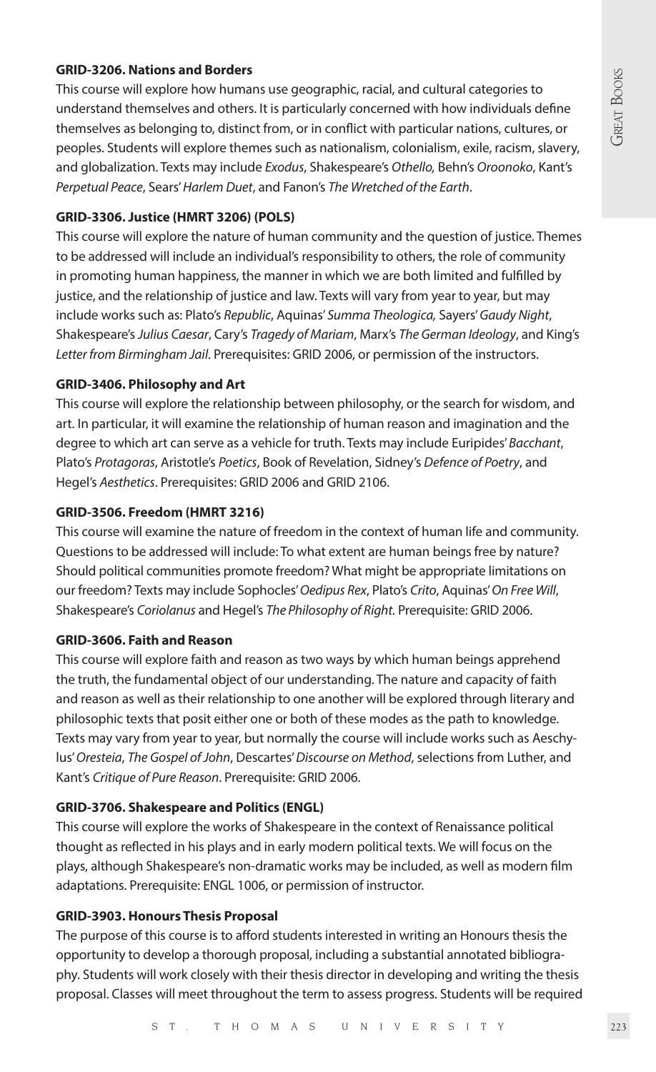**GRID-3206. Nations and Borders**

This course will explore how humans use geographic, racial, and cultural categories to understand themselves and others. It is particularly concerned with how individuals define themselves as belonging to, distinct from, or in conflict with particular nations, cultures, or peoples. Students will explore themes such as nationalism, colonialism, exile, racism, slavery, and globalization. Texts may include *Exodus*, Shakespeare's *Othello,* Behn's *Oroonoko*, Kant's *Perpetual Peace*, Sears' *Harlem Duet*, and Fanon's *The Wretched of the Earth*.

**GRID-3306. Justice (HMRT 3206) (POLS)**

This course will explore the nature of human community and the question of justice. Themes to be addressed will include an individual's responsibility to others, the role of community in promoting human happiness, the manner in which we are both limited and fulfilled by justice, and the relationship of justice and law. Texts will vary from year to year, but may include works such as: Plato's *Republic*, Aquinas' *Summa Theologica,* Sayers' *Gaudy Night*, Shakespeare's *Julius Caesar*, Cary's *Tragedy of Mariam*, Marx's *The German Ideology*, and King's *Letter from Birmingham Jail*. Prerequisites: GRID 2006, or permission of the instructors.

**GRID-3406. Philosophy and Art**

This course will explore the relationship between philosophy, or the search for wisdom, and art. In particular, it will examine the relationship of human reason and imagination and the degree to which art can serve as a vehicle for truth. Texts may include Euripides' *Bacchant*, Plato's *Protagoras*, Aristotle's *Poetics*, Book of Revelation, Sidney's *Defence of Poetry*, and Hegel's *Aesthetics*. Prerequisites: GRID 2006 and GRID 2106.

**GRID-3506. Freedom (HMRT 3216)**

This course will examine the nature of freedom in the context of human life and community. Questions to be addressed will include: To what extent are human beings free by nature? Should political communities promote freedom? What might be appropriate limitations on our freedom? Texts may include Sophocles' *Oedipus Rex*, Plato's *Crito*, Aquinas' *On Free Will*, Shakespeare's *Coriolanus* and Hegel's *The Philosophy of Right.* Prerequisite: GRID 2006.

**GRID-3606. Faith and Reason**

This course will explore faith and reason as two ways by which human beings apprehend the truth, the fundamental object of our understanding. The nature and capacity of faith and reason as well as their relationship to one another will be explored through literary and philosophic texts that posit either one or both of these modes as the path to knowledge. Texts may vary from year to year, but normally the course will include works such as Aeschylus' *Oresteia*, *The Gospel of John*, Descartes' *Discourse on Method*, selections from Luther, and Kant's *Critique of Pure Reason*. Prerequisite: GRID 2006.

**GRID-3706. Shakespeare and Politics (ENGL)**

This course will explore the works of Shakespeare in the context of Renaissance political thought as reflected in his plays and in early modern political texts. We will focus on the plays, although Shakespeare's non-dramatic works may be included, as well as modern film adaptations. Prerequisite: ENGL 1006, or permission of instructor.

**GRID-3903. Honours Thesis Proposal**

The purpose of this course is to afford students interested in writing an Honours thesis the opportunity to develop a thorough proposal, including a substantial annotated bibliography. Students will work closely with their thesis director in developing and writing the thesis proposal. Classes will meet throughout the term to assess progress. Students will be required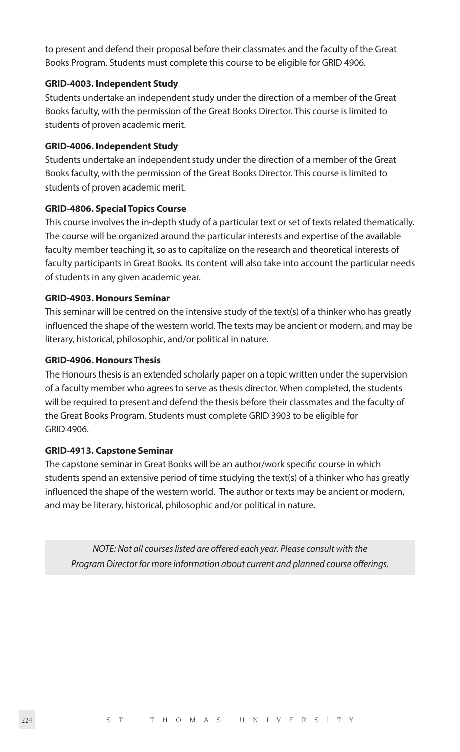to present and defend their proposal before their classmates and the faculty of the Great Books Program. Students must complete this course to be eligible for GRID 4906.

**GRID-4003. Independent Study**

Students undertake an independent study under the direction of a member of the Great Books faculty, with the permission of the Great Books Director. This course is limited to students of proven academic merit.

**GRID-4006. Independent Study**

Students undertake an independent study under the direction of a member of the Great Books faculty, with the permission of the Great Books Director. This course is limited to students of proven academic merit.

**GRID-4806. Special Topics Course**

This course involves the in-depth study of a particular text or set of texts related thematically. The course will be organized around the particular interests and expertise of the available faculty member teaching it, so as to capitalize on the research and theoretical interests of faculty participants in Great Books. Its content will also take into account the particular needs of students in any given academic year.

**GRID-4903. Honours Seminar**

This seminar will be centred on the intensive study of the text(s) of a thinker who has greatly influenced the shape of the western world. The texts may be ancient or modern, and may be literary, historical, philosophic, and/or political in nature.

**GRID-4906. Honours Thesis**

The Honours thesis is an extended scholarly paper on a topic written under the supervision of a faculty member who agrees to serve as thesis director. When completed, the students will be required to present and defend the thesis before their classmates and the faculty of the Great Books Program. Students must complete GRID 3903 to be eligible for GRID 4906.

**GRID-4913. Capstone Seminar**

The capstone seminar in Great Books will be an author/work specific course in which students spend an extensive period of time studying the text(s) of a thinker who has greatly influenced the shape of the western world. The author or texts may be ancient or modern, and may be literary, historical, philosophic and/or political in nature.

*NOTE: Not all courses listed are offered each year. Please consult with the Program Director for more information about current and planned course offerings.*